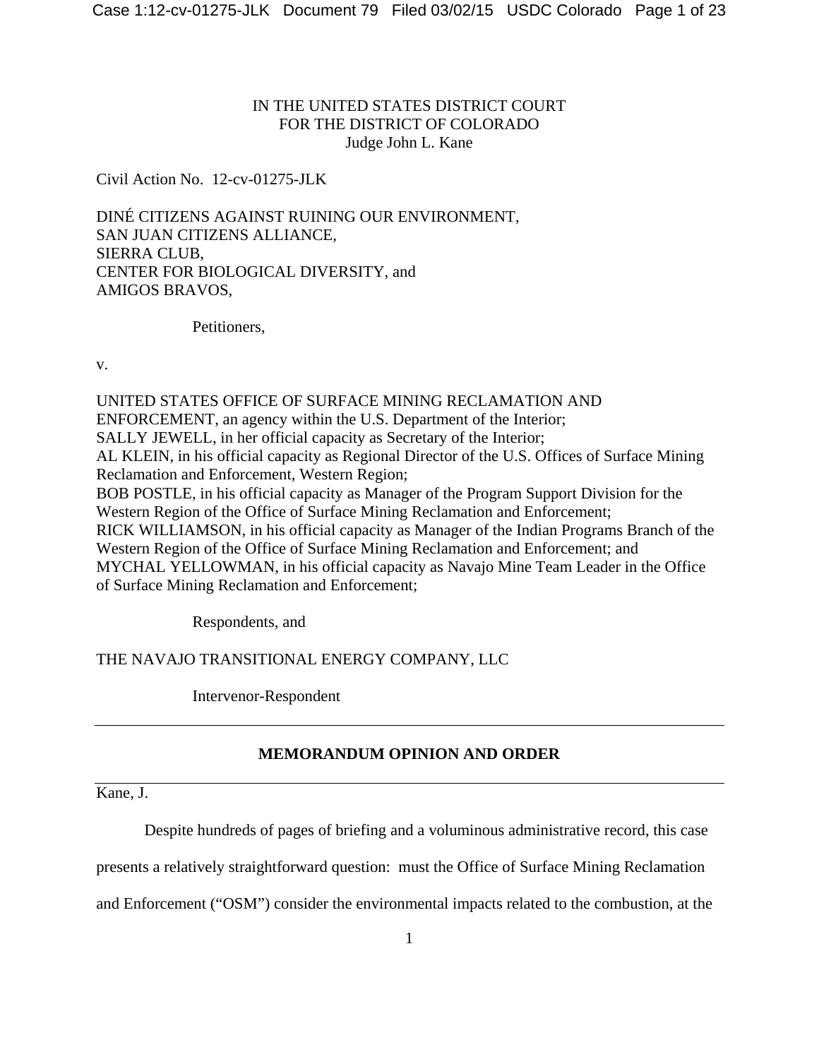IN THE UNITED STATES DISTRICT COURT
FOR THE DISTRICT OF COLORADO
Judge John L. Kane

Civil Action No. 12-cv-01275-JLK

DINÉ CITIZENS AGAINST RUINING OUR ENVIRONMENT,
SAN JUAN CITIZENS ALLIANCE,
SIERRA CLUB,
CENTER FOR BIOLOGICAL DIVERSITY, and
AMIGOS BRAVOS,

Petitioners,

v.

UNITED STATES OFFICE OF SURFACE MINING RECLAMATION AND ENFORCEMENT, an agency within the U.S. Department of the Interior;
SALLY JEWELL, in her official capacity as Secretary of the Interior;
AL KLEIN, in his official capacity as Regional Director of the U.S. Offices of Surface Mining Reclamation and Enforcement, Western Region;
BOB POSTLE, in his official capacity as Manager of the Program Support Division for the Western Region of the Office of Surface Mining Reclamation and Enforcement;
RICK WILLIAMSON, in his official capacity as Manager of the Indian Programs Branch of the Western Region of the Office of Surface Mining Reclamation and Enforcement; and
MYCHAL YELLOWMAN, in his official capacity as Navajo Mine Team Leader in the Office of Surface Mining Reclamation and Enforcement;

Respondents, and

THE NAVAJO TRANSITIONAL ENERGY COMPANY, LLC

Intervenor-Respondent

---

## MEMORANDUM OPINION AND ORDER

---

Kane, J.

Despite hundreds of pages of briefing and a voluminous administrative record, this case presents a relatively straightforward question: must the Office of Surface Mining Reclamation and Enforcement ("OSM") consider the environmental impacts related to the combustion, at the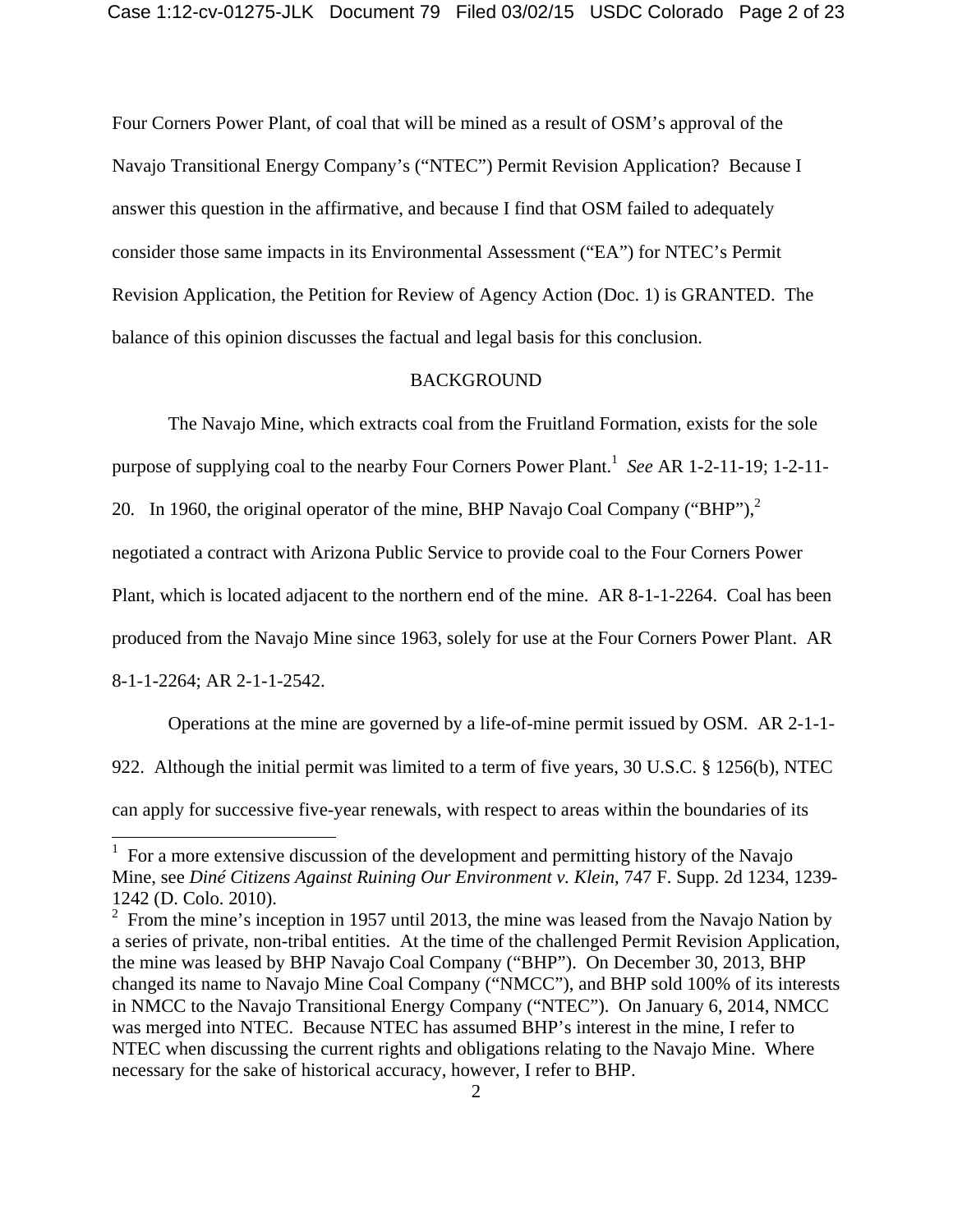Four Corners Power Plant, of coal that will be mined as a result of OSM's approval of the Navajo Transitional Energy Company's ("NTEC") Permit Revision Application? Because I answer this question in the affirmative, and because I find that OSM failed to adequately consider those same impacts in its Environmental Assessment ("EA") for NTEC's Permit Revision Application, the Petition for Review of Agency Action (Doc. 1) is GRANTED. The balance of this opinion discusses the factual and legal basis for this conclusion.

## BACKGROUND

The Navajo Mine, which extracts coal from the Fruitland Formation, exists for the sole purpose of supplying coal to the nearby Four Corners Power Plant.[1] *See* AR 1-2-11-19; 1-2-11-20. In 1960, the original operator of the mine, BHP Navajo Coal Company ("BHP"),[2] negotiated a contract with Arizona Public Service to provide coal to the Four Corners Power Plant, which is located adjacent to the northern end of the mine. AR 8-1-1-2264. Coal has been produced from the Navajo Mine since 1963, solely for use at the Four Corners Power Plant. AR 8-1-1-2264; AR 2-1-1-2542.

Operations at the mine are governed by a life-of-mine permit issued by OSM. AR 2-1-1-922. Although the initial permit was limited to a term of five years, 30 U.S.C. § 1256(b), NTEC can apply for successive five-year renewals, with respect to areas within the boundaries of its

---

[1] For a more extensive discussion of the development and permitting history of the Navajo Mine, see *Diné Citizens Against Ruining Our Environment v. Klein*, 747 F. Supp. 2d 1234, 1239-1242 (D. Colo. 2010).

[2] From the mine's inception in 1957 until 2013, the mine was leased from the Navajo Nation by a series of private, non-tribal entities. At the time of the challenged Permit Revision Application, the mine was leased by BHP Navajo Coal Company ("BHP"). On December 30, 2013, BHP changed its name to Navajo Mine Coal Company ("NMCC"), and BHP sold 100% of its interests in NMCC to the Navajo Transitional Energy Company ("NTEC"). On January 6, 2014, NMCC was merged into NTEC. Because NTEC has assumed BHP's interest in the mine, I refer to NTEC when discussing the current rights and obligations relating to the Navajo Mine. Where necessary for the sake of historical accuracy, however, I refer to BHP.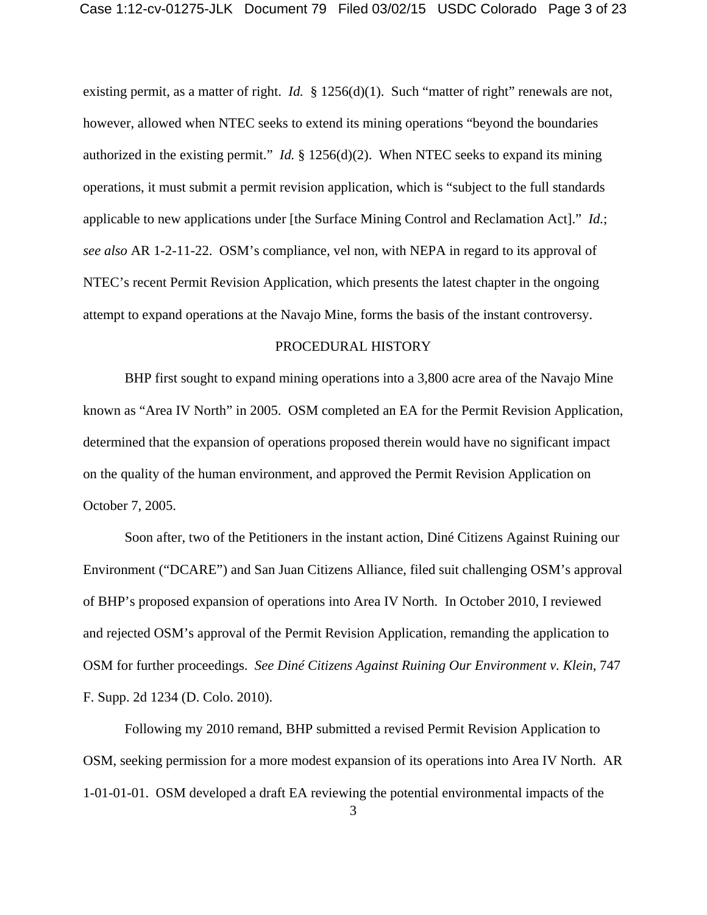existing permit, as a matter of right. *Id.* § 1256(d)(1). Such "matter of right" renewals are not, however, allowed when NTEC seeks to extend its mining operations "beyond the boundaries authorized in the existing permit." *Id.* § 1256(d)(2). When NTEC seeks to expand its mining operations, it must submit a permit revision application, which is "subject to the full standards applicable to new applications under [the Surface Mining Control and Reclamation Act]." *Id.*; *see also* AR 1-2-11-22. OSM's compliance, vel non, with NEPA in regard to its approval of NTEC's recent Permit Revision Application, which presents the latest chapter in the ongoing attempt to expand operations at the Navajo Mine, forms the basis of the instant controversy.

## PROCEDURAL HISTORY

BHP first sought to expand mining operations into a 3,800 acre area of the Navajo Mine known as "Area IV North" in 2005. OSM completed an EA for the Permit Revision Application, determined that the expansion of operations proposed therein would have no significant impact on the quality of the human environment, and approved the Permit Revision Application on October 7, 2005.

Soon after, two of the Petitioners in the instant action, Diné Citizens Against Ruining our Environment ("DCARE") and San Juan Citizens Alliance, filed suit challenging OSM's approval of BHP's proposed expansion of operations into Area IV North. In October 2010, I reviewed and rejected OSM's approval of the Permit Revision Application, remanding the application to OSM for further proceedings. *See Diné Citizens Against Ruining Our Environment v. Klein*, 747 F. Supp. 2d 1234 (D. Colo. 2010).

Following my 2010 remand, BHP submitted a revised Permit Revision Application to OSM, seeking permission for a more modest expansion of its operations into Area IV North. AR 1-01-01-01. OSM developed a draft EA reviewing the potential environmental impacts of the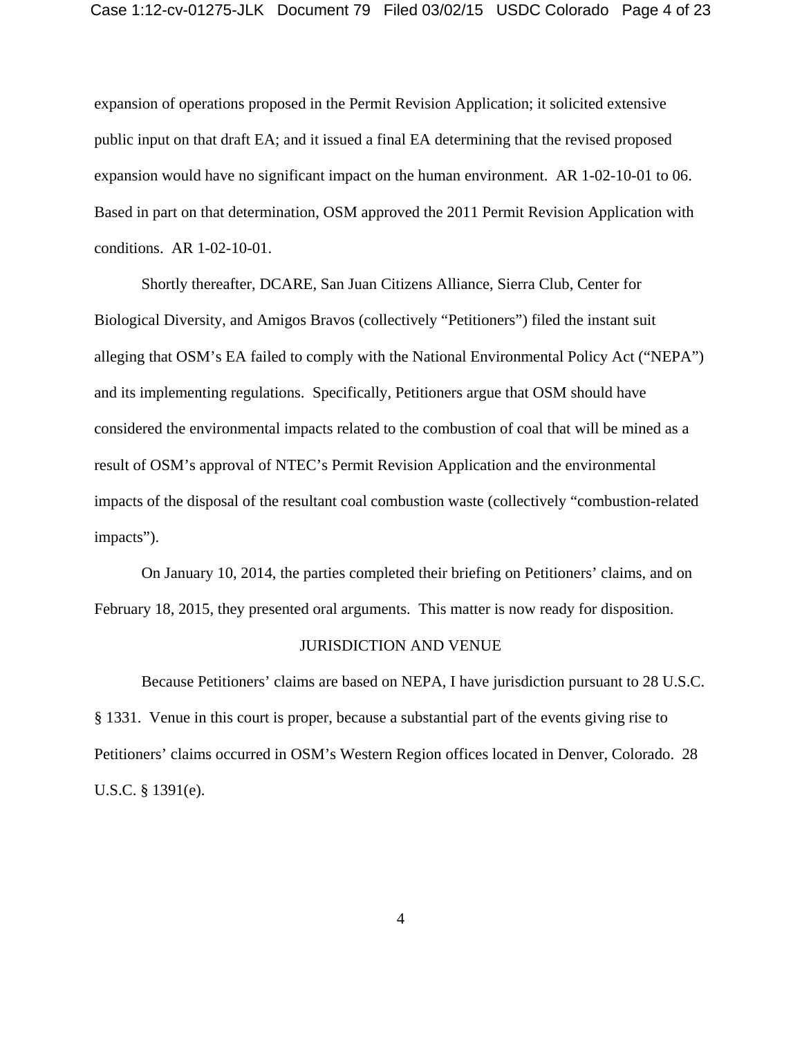expansion of operations proposed in the Permit Revision Application; it solicited extensive public input on that draft EA; and it issued a final EA determining that the revised proposed expansion would have no significant impact on the human environment. AR 1-02-10-01 to 06. Based in part on that determination, OSM approved the 2011 Permit Revision Application with conditions. AR 1-02-10-01.

Shortly thereafter, DCARE, San Juan Citizens Alliance, Sierra Club, Center for Biological Diversity, and Amigos Bravos (collectively "Petitioners") filed the instant suit alleging that OSM's EA failed to comply with the National Environmental Policy Act ("NEPA") and its implementing regulations. Specifically, Petitioners argue that OSM should have considered the environmental impacts related to the combustion of coal that will be mined as a result of OSM's approval of NTEC's Permit Revision Application and the environmental impacts of the disposal of the resultant coal combustion waste (collectively "combustion-related impacts").

On January 10, 2014, the parties completed their briefing on Petitioners' claims, and on February 18, 2015, they presented oral arguments. This matter is now ready for disposition.

## JURISDICTION AND VENUE

Because Petitioners' claims are based on NEPA, I have jurisdiction pursuant to 28 U.S.C. § 1331. Venue in this court is proper, because a substantial part of the events giving rise to Petitioners' claims occurred in OSM's Western Region offices located in Denver, Colorado. 28 U.S.C. § 1391(e).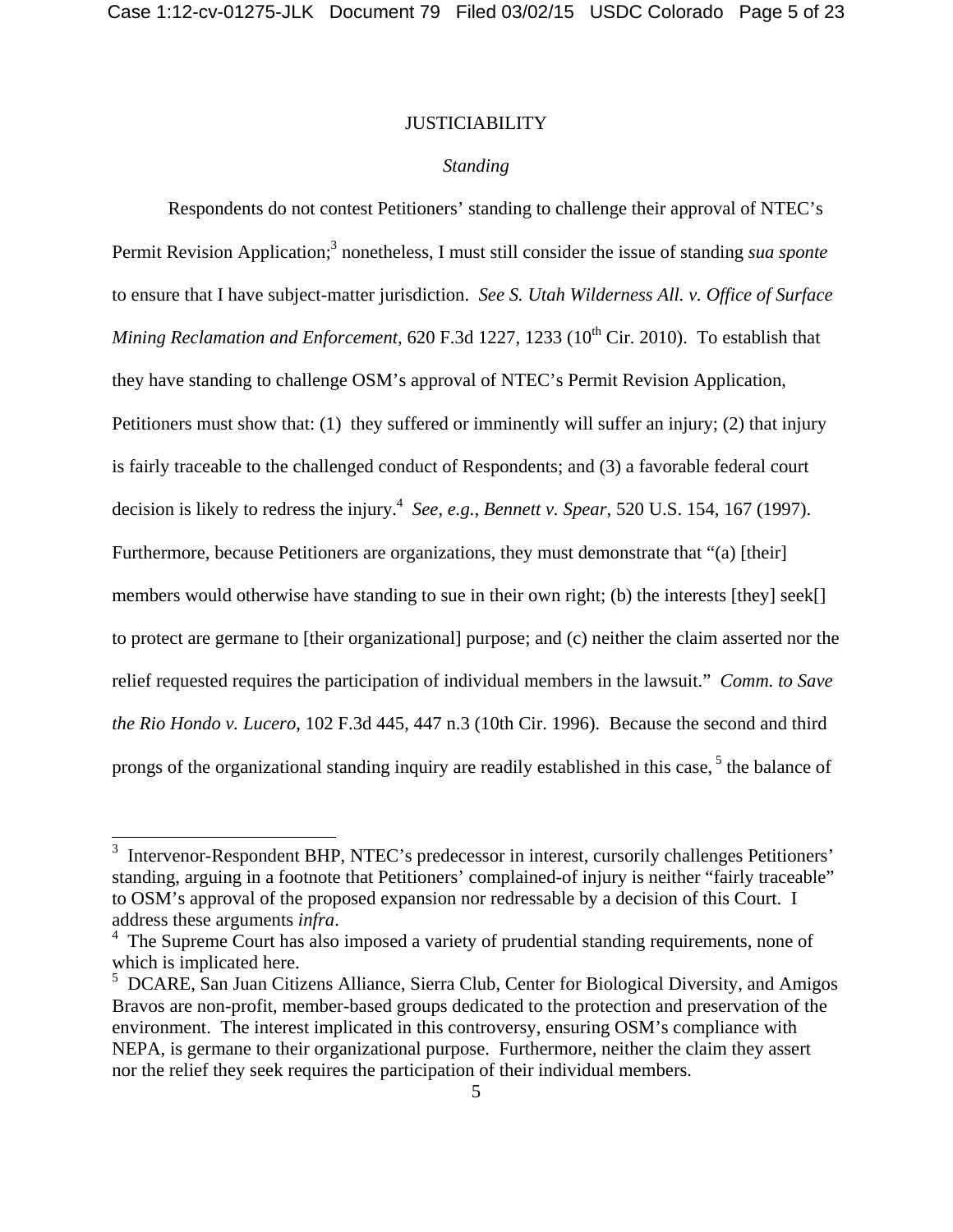## JUSTICIABILITY

### *Standing*

Respondents do not contest Petitioners' standing to challenge their approval of NTEC's Permit Revision Application;[3] nonetheless, I must still consider the issue of standing *sua sponte* to ensure that I have subject-matter jurisdiction. *See S. Utah Wilderness All. v. Office of Surface Mining Reclamation and Enforcement*, 620 F.3d 1227, 1233 (10th Cir. 2010). To establish that they have standing to challenge OSM's approval of NTEC's Permit Revision Application, Petitioners must show that: (1) they suffered or imminently will suffer an injury; (2) that injury is fairly traceable to the challenged conduct of Respondents; and (3) a favorable federal court decision is likely to redress the injury.[4] *See, e.g.*, *Bennett v. Spear*, 520 U.S. 154, 167 (1997). Furthermore, because Petitioners are organizations, they must demonstrate that "(a) [their] members would otherwise have standing to sue in their own right; (b) the interests [they] seek[] to protect are germane to [their organizational] purpose; and (c) neither the claim asserted nor the relief requested requires the participation of individual members in the lawsuit." *Comm. to Save the Rio Hondo v. Lucero*, 102 F.3d 445, 447 n.3 (10th Cir. 1996). Because the second and third prongs of the organizational standing inquiry are readily established in this case,[5] the balance of

---

[3] Intervenor-Respondent BHP, NTEC's predecessor in interest, cursorily challenges Petitioners' standing, arguing in a footnote that Petitioners' complained-of injury is neither "fairly traceable" to OSM's approval of the proposed expansion nor redressable by a decision of this Court. I address these arguments *infra*.

[4] The Supreme Court has also imposed a variety of prudential standing requirements, none of which is implicated here.

[5] DCARE, San Juan Citizens Alliance, Sierra Club, Center for Biological Diversity, and Amigos Bravos are non-profit, member-based groups dedicated to the protection and preservation of the environment. The interest implicated in this controversy, ensuring OSM's compliance with NEPA, is germane to their organizational purpose. Furthermore, neither the claim they assert nor the relief they seek requires the participation of their individual members.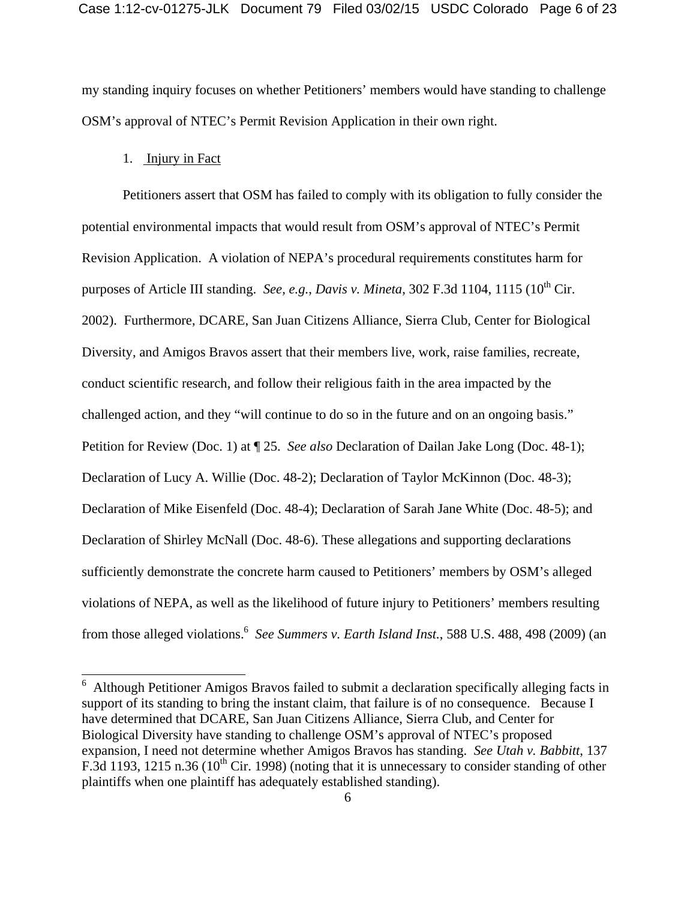my standing inquiry focuses on whether Petitioners' members would have standing to challenge OSM's approval of NTEC's Permit Revision Application in their own right.

1. Injury in Fact

Petitioners assert that OSM has failed to comply with its obligation to fully consider the potential environmental impacts that would result from OSM's approval of NTEC's Permit Revision Application. A violation of NEPA's procedural requirements constitutes harm for purposes of Article III standing. *See, e.g.*, *Davis v. Mineta*, 302 F.3d 1104, 1115 (10th Cir. 2002). Furthermore, DCARE, San Juan Citizens Alliance, Sierra Club, Center for Biological Diversity, and Amigos Bravos assert that their members live, work, raise families, recreate, conduct scientific research, and follow their religious faith in the area impacted by the challenged action, and they "will continue to do so in the future and on an ongoing basis." Petition for Review (Doc. 1) at ¶ 25. *See also* Declaration of Dailan Jake Long (Doc. 48-1); Declaration of Lucy A. Willie (Doc. 48-2); Declaration of Taylor McKinnon (Doc. 48-3); Declaration of Mike Eisenfeld (Doc. 48-4); Declaration of Sarah Jane White (Doc. 48-5); and Declaration of Shirley McNall (Doc. 48-6). These allegations and supporting declarations sufficiently demonstrate the concrete harm caused to Petitioners' members by OSM's alleged violations of NEPA, as well as the likelihood of future injury to Petitioners' members resulting from those alleged violations.[6] *See Summers v. Earth Island Inst.*, 588 U.S. 488, 498 (2009) (an

---

[6] Although Petitioner Amigos Bravos failed to submit a declaration specifically alleging facts in support of its standing to bring the instant claim, that failure is of no consequence. Because I have determined that DCARE, San Juan Citizens Alliance, Sierra Club, and Center for Biological Diversity have standing to challenge OSM's approval of NTEC's proposed expansion, I need not determine whether Amigos Bravos has standing. *See Utah v. Babbitt*, 137 F.3d 1193, 1215 n.36 (10th Cir. 1998) (noting that it is unnecessary to consider standing of other plaintiffs when one plaintiff has adequately established standing).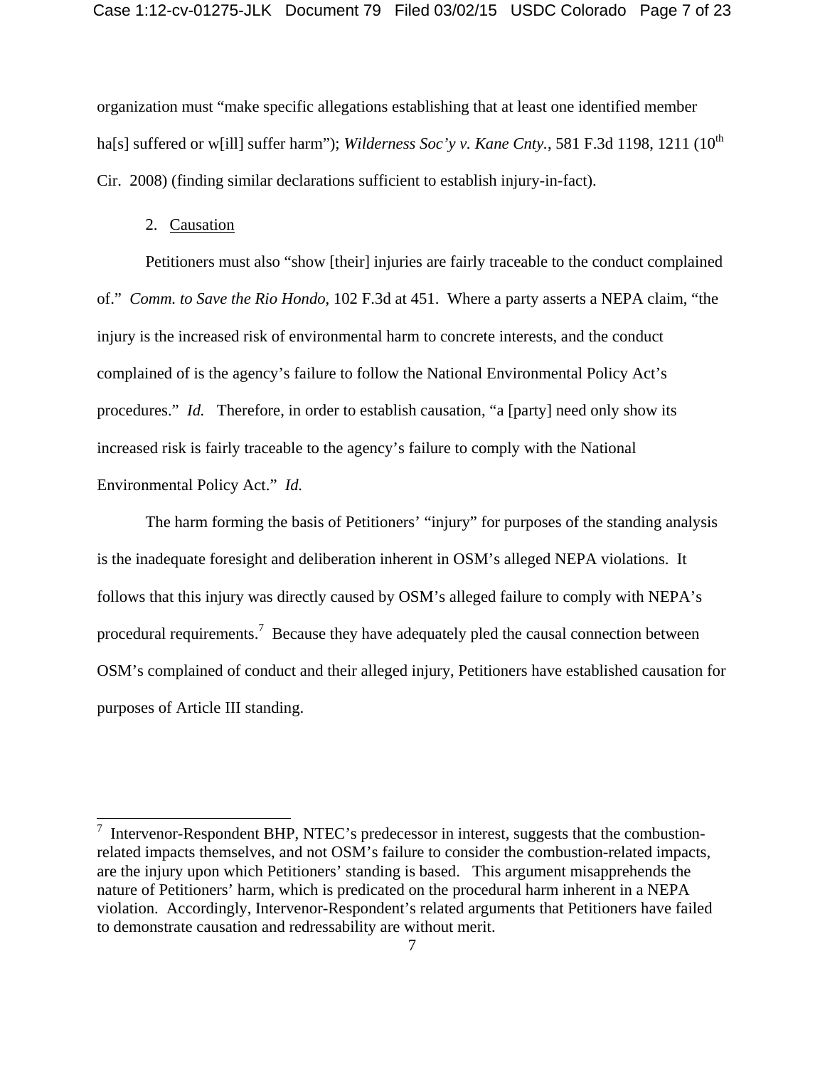organization must "make specific allegations establishing that at least one identified member ha[s] suffered or w[ill] suffer harm"); *Wilderness Soc'y v. Kane Cnty.*, 581 F.3d 1198, 1211 (10th Cir. 2008) (finding similar declarations sufficient to establish injury-in-fact).

2. Causation

Petitioners must also "show [their] injuries are fairly traceable to the conduct complained of." *Comm. to Save the Rio Hondo*, 102 F.3d at 451. Where a party asserts a NEPA claim, "the injury is the increased risk of environmental harm to concrete interests, and the conduct complained of is the agency's failure to follow the National Environmental Policy Act's procedures." *Id.* Therefore, in order to establish causation, "a [party] need only show its increased risk is fairly traceable to the agency's failure to comply with the National Environmental Policy Act." *Id.*

The harm forming the basis of Petitioners' "injury" for purposes of the standing analysis is the inadequate foresight and deliberation inherent in OSM's alleged NEPA violations. It follows that this injury was directly caused by OSM's alleged failure to comply with NEPA's procedural requirements.[7] Because they have adequately pled the causal connection between OSM's complained of conduct and their alleged injury, Petitioners have established causation for purposes of Article III standing.

---

[7] Intervenor-Respondent BHP, NTEC's predecessor in interest, suggests that the combustion-related impacts themselves, and not OSM's failure to consider the combustion-related impacts, are the injury upon which Petitioners' standing is based. This argument misapprehends the nature of Petitioners' harm, which is predicated on the procedural harm inherent in a NEPA violation. Accordingly, Intervenor-Respondent's related arguments that Petitioners have failed to demonstrate causation and redressability are without merit.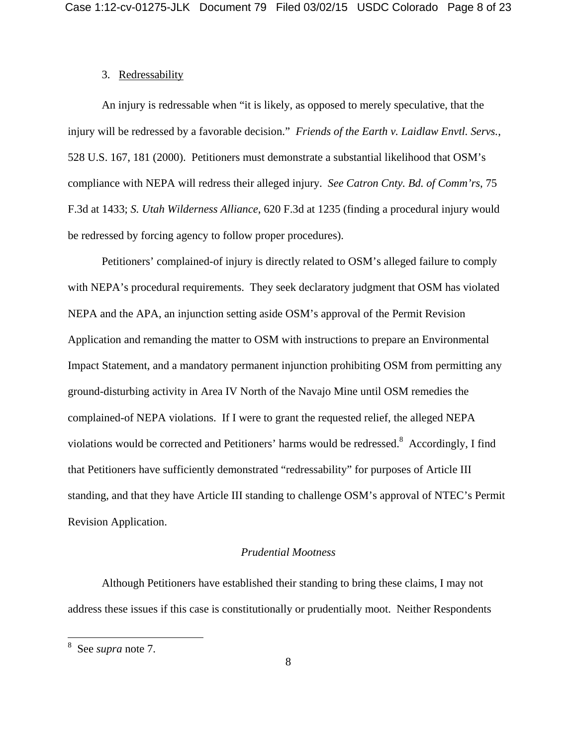3. Redressability

An injury is redressable when "it is likely, as opposed to merely speculative, that the injury will be redressed by a favorable decision." *Friends of the Earth v. Laidlaw Envtl. Servs.*, 528 U.S. 167, 181 (2000). Petitioners must demonstrate a substantial likelihood that OSM's compliance with NEPA will redress their alleged injury. *See Catron Cnty. Bd. of Comm'rs*, 75 F.3d at 1433; *S. Utah Wilderness Alliance*, 620 F.3d at 1235 (finding a procedural injury would be redressed by forcing agency to follow proper procedures).

Petitioners' complained-of injury is directly related to OSM's alleged failure to comply with NEPA's procedural requirements. They seek declaratory judgment that OSM has violated NEPA and the APA, an injunction setting aside OSM's approval of the Permit Revision Application and remanding the matter to OSM with instructions to prepare an Environmental Impact Statement, and a mandatory permanent injunction prohibiting OSM from permitting any ground-disturbing activity in Area IV North of the Navajo Mine until OSM remedies the complained-of NEPA violations. If I were to grant the requested relief, the alleged NEPA violations would be corrected and Petitioners' harms would be redressed.[8] Accordingly, I find that Petitioners have sufficiently demonstrated "redressability" for purposes of Article III standing, and that they have Article III standing to challenge OSM's approval of NTEC's Permit Revision Application.

*Prudential Mootness*

Although Petitioners have established their standing to bring these claims, I may not address these issues if this case is constitutionally or prudentially moot. Neither Respondents

[8] See *supra* note 7.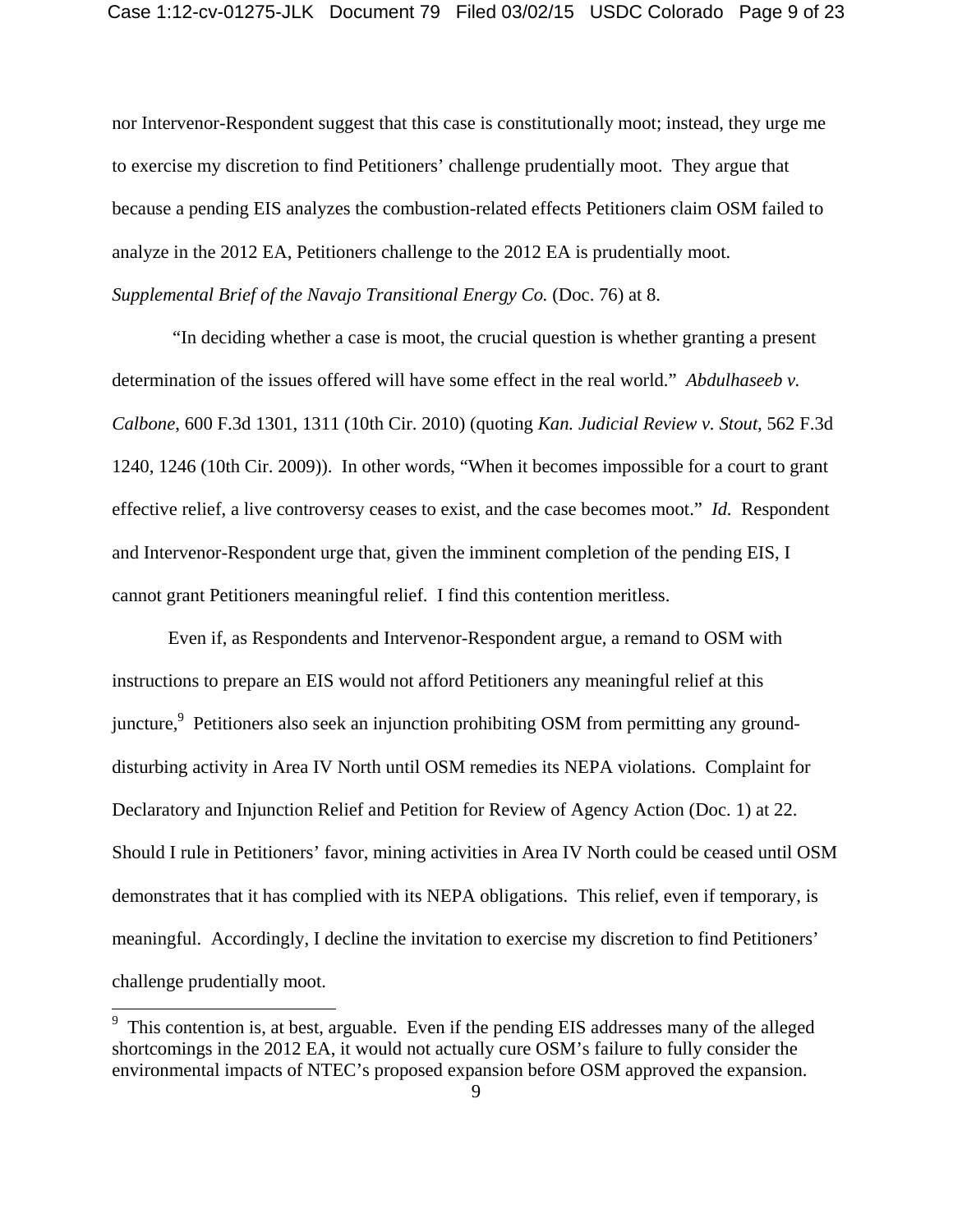nor Intervenor-Respondent suggest that this case is constitutionally moot; instead, they urge me to exercise my discretion to find Petitioners' challenge prudentially moot. They argue that because a pending EIS analyzes the combustion-related effects Petitioners claim OSM failed to analyze in the 2012 EA, Petitioners challenge to the 2012 EA is prudentially moot. *Supplemental Brief of the Navajo Transitional Energy Co.* (Doc. 76) at 8.

"In deciding whether a case is moot, the crucial question is whether granting a present determination of the issues offered will have some effect in the real world." *Abdulhaseeb v. Calbone*, 600 F.3d 1301, 1311 (10th Cir. 2010) (quoting *Kan. Judicial Review v. Stout*, 562 F.3d 1240, 1246 (10th Cir. 2009)). In other words, "When it becomes impossible for a court to grant effective relief, a live controversy ceases to exist, and the case becomes moot." *Id.* Respondent and Intervenor-Respondent urge that, given the imminent completion of the pending EIS, I cannot grant Petitioners meaningful relief. I find this contention meritless.

Even if, as Respondents and Intervenor-Respondent argue, a remand to OSM with instructions to prepare an EIS would not afford Petitioners any meaningful relief at this juncture,[9] Petitioners also seek an injunction prohibiting OSM from permitting any ground-disturbing activity in Area IV North until OSM remedies its NEPA violations. Complaint for Declaratory and Injunction Relief and Petition for Review of Agency Action (Doc. 1) at 22. Should I rule in Petitioners' favor, mining activities in Area IV North could be ceased until OSM demonstrates that it has complied with its NEPA obligations. This relief, even if temporary, is meaningful. Accordingly, I decline the invitation to exercise my discretion to find Petitioners' challenge prudentially moot.

[9] This contention is, at best, arguable. Even if the pending EIS addresses many of the alleged shortcomings in the 2012 EA, it would not actually cure OSM's failure to fully consider the environmental impacts of NTEC's proposed expansion before OSM approved the expansion.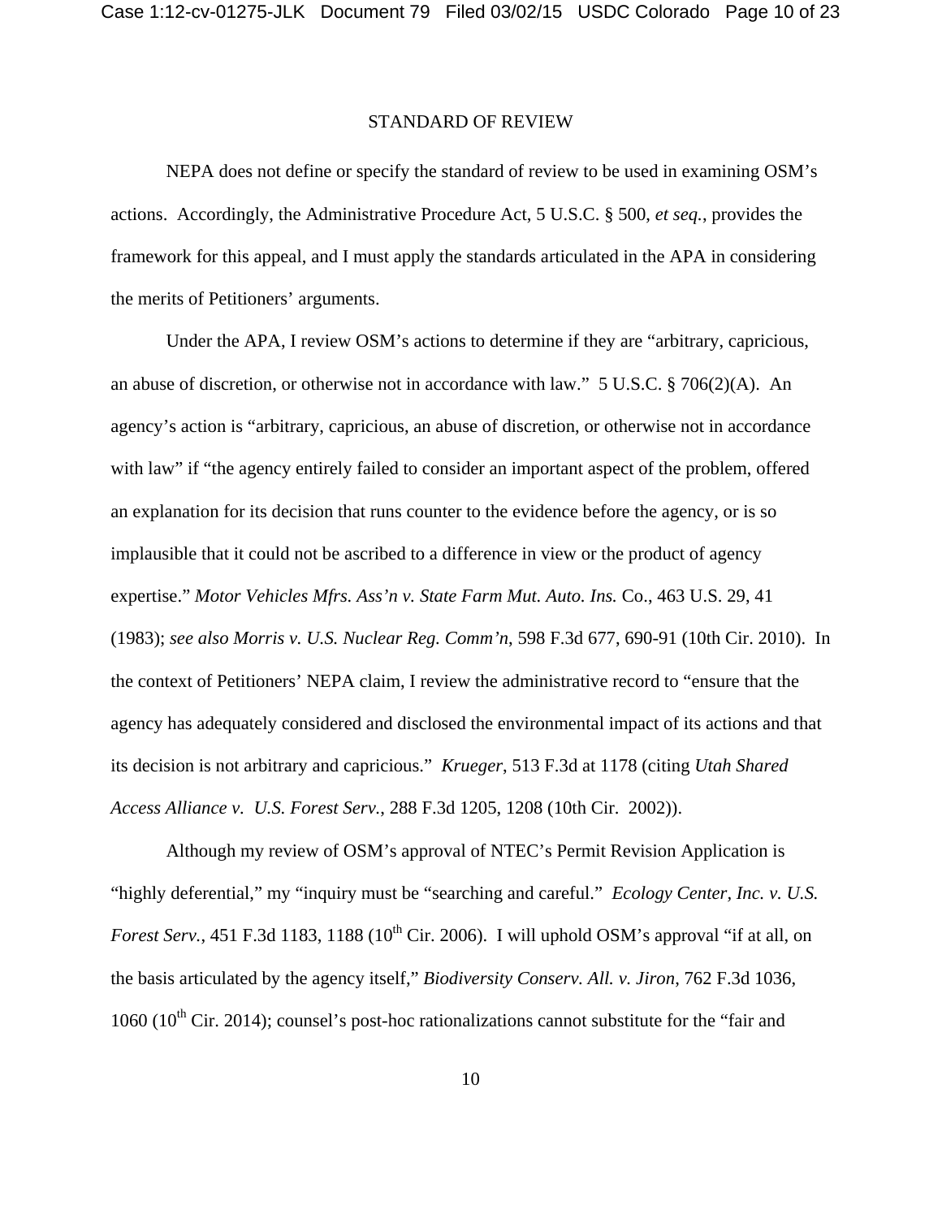## STANDARD OF REVIEW

NEPA does not define or specify the standard of review to be used in examining OSM's actions. Accordingly, the Administrative Procedure Act, 5 U.S.C. § 500, *et seq.*, provides the framework for this appeal, and I must apply the standards articulated in the APA in considering the merits of Petitioners' arguments.

Under the APA, I review OSM's actions to determine if they are "arbitrary, capricious, an abuse of discretion, or otherwise not in accordance with law." 5 U.S.C. § 706(2)(A). An agency's action is "arbitrary, capricious, an abuse of discretion, or otherwise not in accordance with law" if "the agency entirely failed to consider an important aspect of the problem, offered an explanation for its decision that runs counter to the evidence before the agency, or is so implausible that it could not be ascribed to a difference in view or the product of agency expertise." *Motor Vehicles Mfrs. Ass'n v. State Farm Mut. Auto. Ins.* Co., 463 U.S. 29, 41 (1983); *see also Morris v. U.S. Nuclear Reg. Comm'n*, 598 F.3d 677, 690-91 (10th Cir. 2010). In the context of Petitioners' NEPA claim, I review the administrative record to "ensure that the agency has adequately considered and disclosed the environmental impact of its actions and that its decision is not arbitrary and capricious." *Krueger*, 513 F.3d at 1178 (citing *Utah Shared Access Alliance v. U.S. Forest Serv.*, 288 F.3d 1205, 1208 (10th Cir. 2002)).

Although my review of OSM's approval of NTEC's Permit Revision Application is "highly deferential," my "inquiry must be "searching and careful." *Ecology Center, Inc. v. U.S. Forest Serv.*, 451 F.3d 1183, 1188 (10th Cir. 2006). I will uphold OSM's approval "if at all, on the basis articulated by the agency itself," *Biodiversity Conserv. All. v. Jiron*, 762 F.3d 1036, 1060 (10th Cir. 2014); counsel's post-hoc rationalizations cannot substitute for the "fair and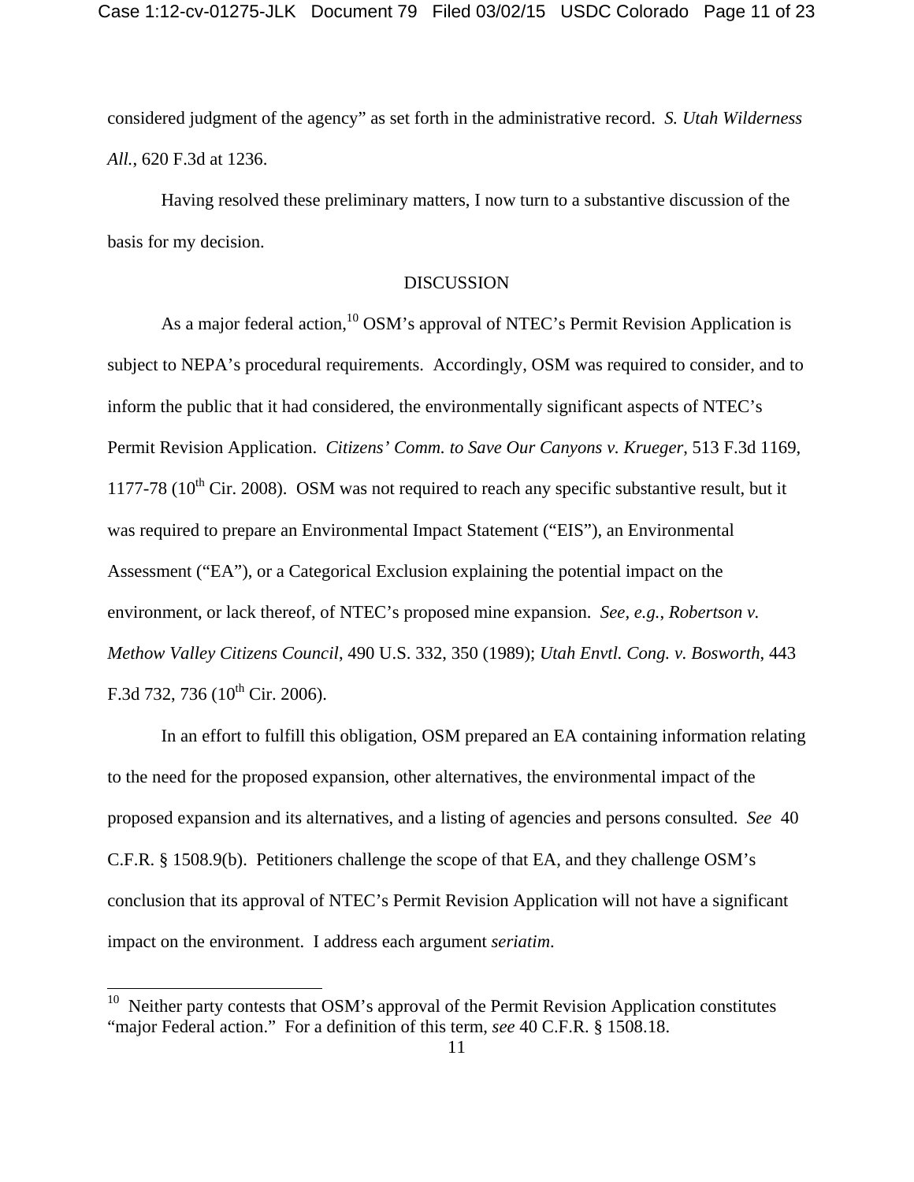considered judgment of the agency" as set forth in the administrative record. *S. Utah Wilderness All.*, 620 F.3d at 1236.

Having resolved these preliminary matters, I now turn to a substantive discussion of the basis for my decision.

## DISCUSSION

As a major federal action,[10] OSM's approval of NTEC's Permit Revision Application is subject to NEPA's procedural requirements. Accordingly, OSM was required to consider, and to inform the public that it had considered, the environmentally significant aspects of NTEC's Permit Revision Application. *Citizens' Comm. to Save Our Canyons v. Krueger*, 513 F.3d 1169, 1177-78 (10th Cir. 2008). OSM was not required to reach any specific substantive result, but it was required to prepare an Environmental Impact Statement ("EIS"), an Environmental Assessment ("EA"), or a Categorical Exclusion explaining the potential impact on the environment, or lack thereof, of NTEC's proposed mine expansion. *See, e.g., Robertson v. Methow Valley Citizens Council*, 490 U.S. 332, 350 (1989); *Utah Envtl. Cong. v. Bosworth*, 443 F.3d 732, 736 (10th Cir. 2006).

In an effort to fulfill this obligation, OSM prepared an EA containing information relating to the need for the proposed expansion, other alternatives, the environmental impact of the proposed expansion and its alternatives, and a listing of agencies and persons consulted. *See* 40 C.F.R. § 1508.9(b). Petitioners challenge the scope of that EA, and they challenge OSM's conclusion that its approval of NTEC's Permit Revision Application will not have a significant impact on the environment. I address each argument *seriatim*.

---

[10] Neither party contests that OSM's approval of the Permit Revision Application constitutes "major Federal action." For a definition of this term, *see* 40 C.F.R. § 1508.18.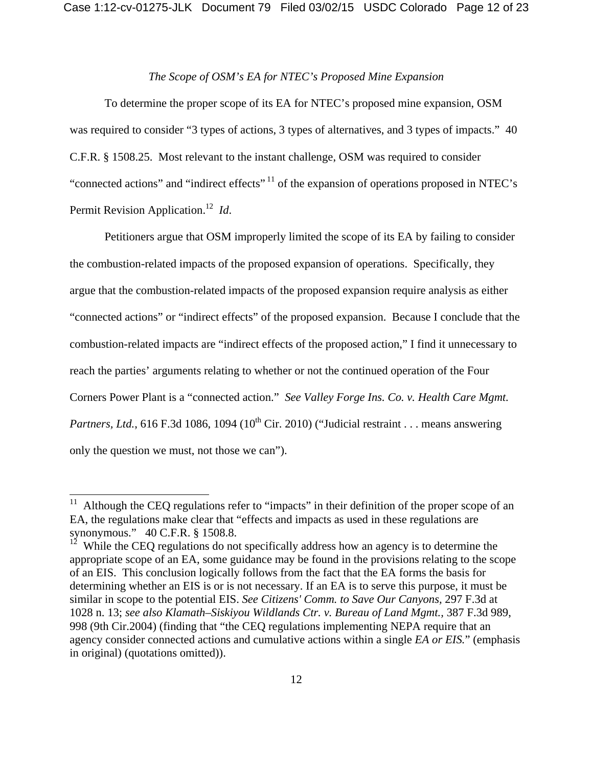*The Scope of OSM's EA for NTEC's Proposed Mine Expansion*

To determine the proper scope of its EA for NTEC's proposed mine expansion, OSM was required to consider "3 types of actions, 3 types of alternatives, and 3 types of impacts." 40 C.F.R. § 1508.25. Most relevant to the instant challenge, OSM was required to consider "connected actions" and "indirect effects" [11] of the expansion of operations proposed in NTEC's Permit Revision Application.[12] *Id*.

Petitioners argue that OSM improperly limited the scope of its EA by failing to consider the combustion-related impacts of the proposed expansion of operations. Specifically, they argue that the combustion-related impacts of the proposed expansion require analysis as either "connected actions" or "indirect effects" of the proposed expansion. Because I conclude that the combustion-related impacts are "indirect effects of the proposed action," I find it unnecessary to reach the parties' arguments relating to whether or not the continued operation of the Four Corners Power Plant is a "connected action." *See Valley Forge Ins. Co. v. Health Care Mgmt. Partners, Ltd.*, 616 F.3d 1086, 1094 (10th Cir. 2010) ("Judicial restraint . . . means answering only the question we must, not those we can").

---

[11] Although the CEQ regulations refer to "impacts" in their definition of the proper scope of an EA, the regulations make clear that "effects and impacts as used in these regulations are synonymous." 40 C.F.R. § 1508.8.

[12] While the CEQ regulations do not specifically address how an agency is to determine the appropriate scope of an EA, some guidance may be found in the provisions relating to the scope of an EIS. This conclusion logically follows from the fact that the EA forms the basis for determining whether an EIS is or is not necessary. If an EA is to serve this purpose, it must be similar in scope to the potential EIS. *See Citizens' Comm. to Save Our Canyons,* 297 F.3d at 1028 n. 13; *see also Klamath–Siskiyou Wildlands Ctr. v. Bureau of Land Mgmt.,* 387 F.3d 989, 998 (9th Cir.2004) (finding that "the CEQ regulations implementing NEPA require that an agency consider connected actions and cumulative actions within a single *EA or EIS.*" (emphasis in original) (quotations omitted)).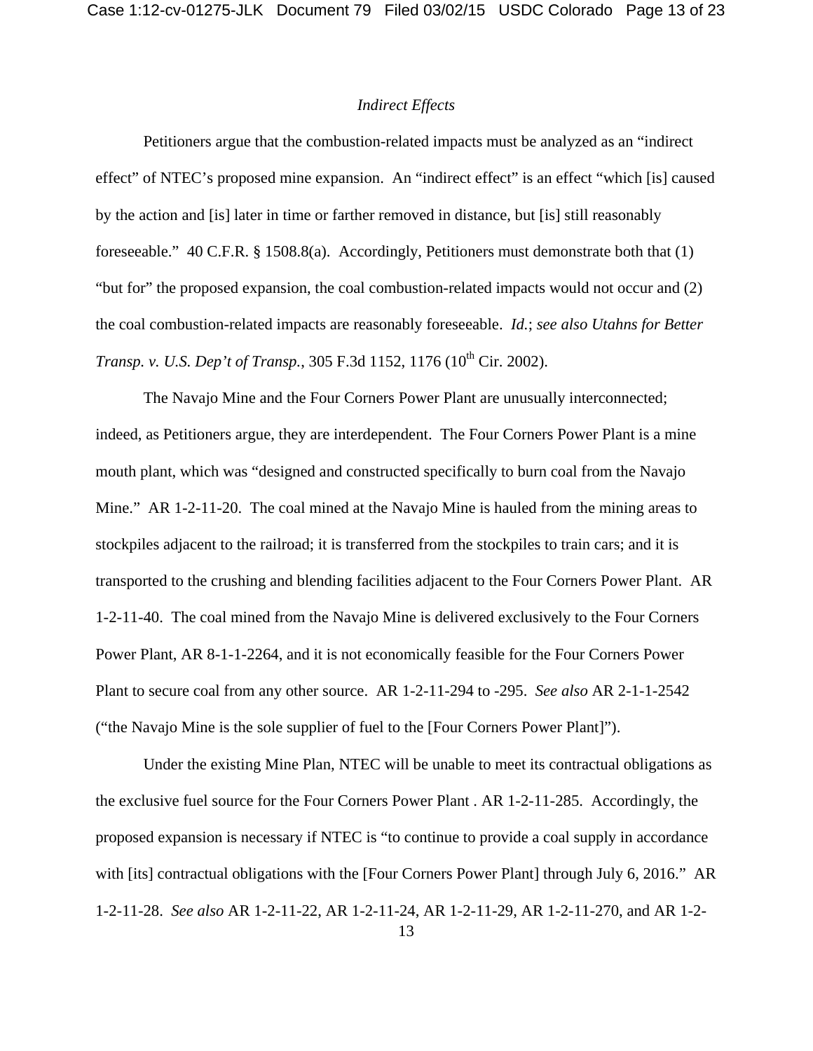*Indirect Effects*

Petitioners argue that the combustion-related impacts must be analyzed as an "indirect effect" of NTEC's proposed mine expansion. An "indirect effect" is an effect "which [is] caused by the action and [is] later in time or farther removed in distance, but [is] still reasonably foreseeable." 40 C.F.R. § 1508.8(a). Accordingly, Petitioners must demonstrate both that (1) "but for" the proposed expansion, the coal combustion-related impacts would not occur and (2) the coal combustion-related impacts are reasonably foreseeable. *Id.*; *see also Utahns for Better Transp. v. U.S. Dep't of Transp.*, 305 F.3d 1152, 1176 (10th Cir. 2002).

The Navajo Mine and the Four Corners Power Plant are unusually interconnected; indeed, as Petitioners argue, they are interdependent. The Four Corners Power Plant is a mine mouth plant, which was "designed and constructed specifically to burn coal from the Navajo Mine." AR 1-2-11-20. The coal mined at the Navajo Mine is hauled from the mining areas to stockpiles adjacent to the railroad; it is transferred from the stockpiles to train cars; and it is transported to the crushing and blending facilities adjacent to the Four Corners Power Plant. AR 1-2-11-40. The coal mined from the Navajo Mine is delivered exclusively to the Four Corners Power Plant, AR 8-1-1-2264, and it is not economically feasible for the Four Corners Power Plant to secure coal from any other source. AR 1-2-11-294 to -295. *See also* AR 2-1-1-2542 ("the Navajo Mine is the sole supplier of fuel to the [Four Corners Power Plant]").

Under the existing Mine Plan, NTEC will be unable to meet its contractual obligations as the exclusive fuel source for the Four Corners Power Plant . AR 1-2-11-285. Accordingly, the proposed expansion is necessary if NTEC is "to continue to provide a coal supply in accordance with [its] contractual obligations with the [Four Corners Power Plant] through July 6, 2016." AR 1-2-11-28. *See also* AR 1-2-11-22, AR 1-2-11-24, AR 1-2-11-29, AR 1-2-11-270, and AR 1-2-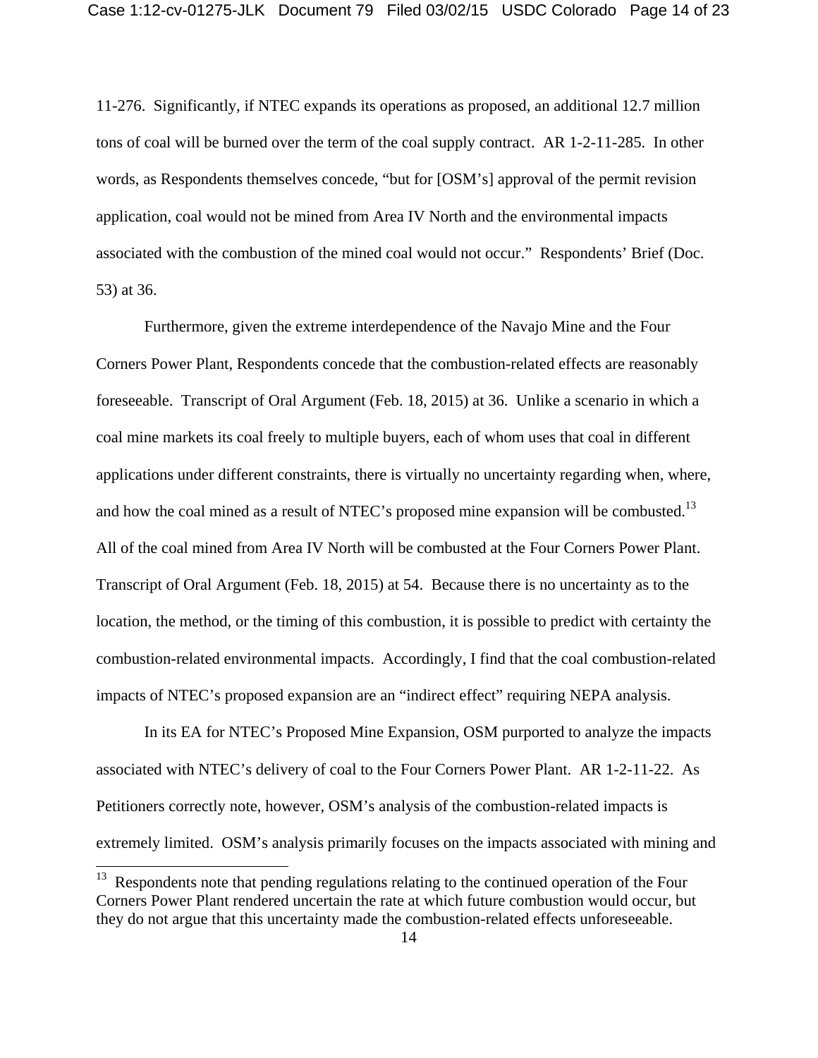11-276. Significantly, if NTEC expands its operations as proposed, an additional 12.7 million tons of coal will be burned over the term of the coal supply contract. AR 1-2-11-285. In other words, as Respondents themselves concede, "but for [OSM's] approval of the permit revision application, coal would not be mined from Area IV North and the environmental impacts associated with the combustion of the mined coal would not occur." Respondents' Brief (Doc. 53) at 36.

Furthermore, given the extreme interdependence of the Navajo Mine and the Four Corners Power Plant, Respondents concede that the combustion-related effects are reasonably foreseeable. Transcript of Oral Argument (Feb. 18, 2015) at 36. Unlike a scenario in which a coal mine markets its coal freely to multiple buyers, each of whom uses that coal in different applications under different constraints, there is virtually no uncertainty regarding when, where, and how the coal mined as a result of NTEC's proposed mine expansion will be combusted.[13] All of the coal mined from Area IV North will be combusted at the Four Corners Power Plant. Transcript of Oral Argument (Feb. 18, 2015) at 54. Because there is no uncertainty as to the location, the method, or the timing of this combustion, it is possible to predict with certainty the combustion-related environmental impacts. Accordingly, I find that the coal combustion-related impacts of NTEC's proposed expansion are an "indirect effect" requiring NEPA analysis.

In its EA for NTEC's Proposed Mine Expansion, OSM purported to analyze the impacts associated with NTEC's delivery of coal to the Four Corners Power Plant. AR 1-2-11-22. As Petitioners correctly note, however, OSM's analysis of the combustion-related impacts is extremely limited. OSM's analysis primarily focuses on the impacts associated with mining and

---

[13] Respondents note that pending regulations relating to the continued operation of the Four Corners Power Plant rendered uncertain the rate at which future combustion would occur, but they do not argue that this uncertainty made the combustion-related effects unforeseeable.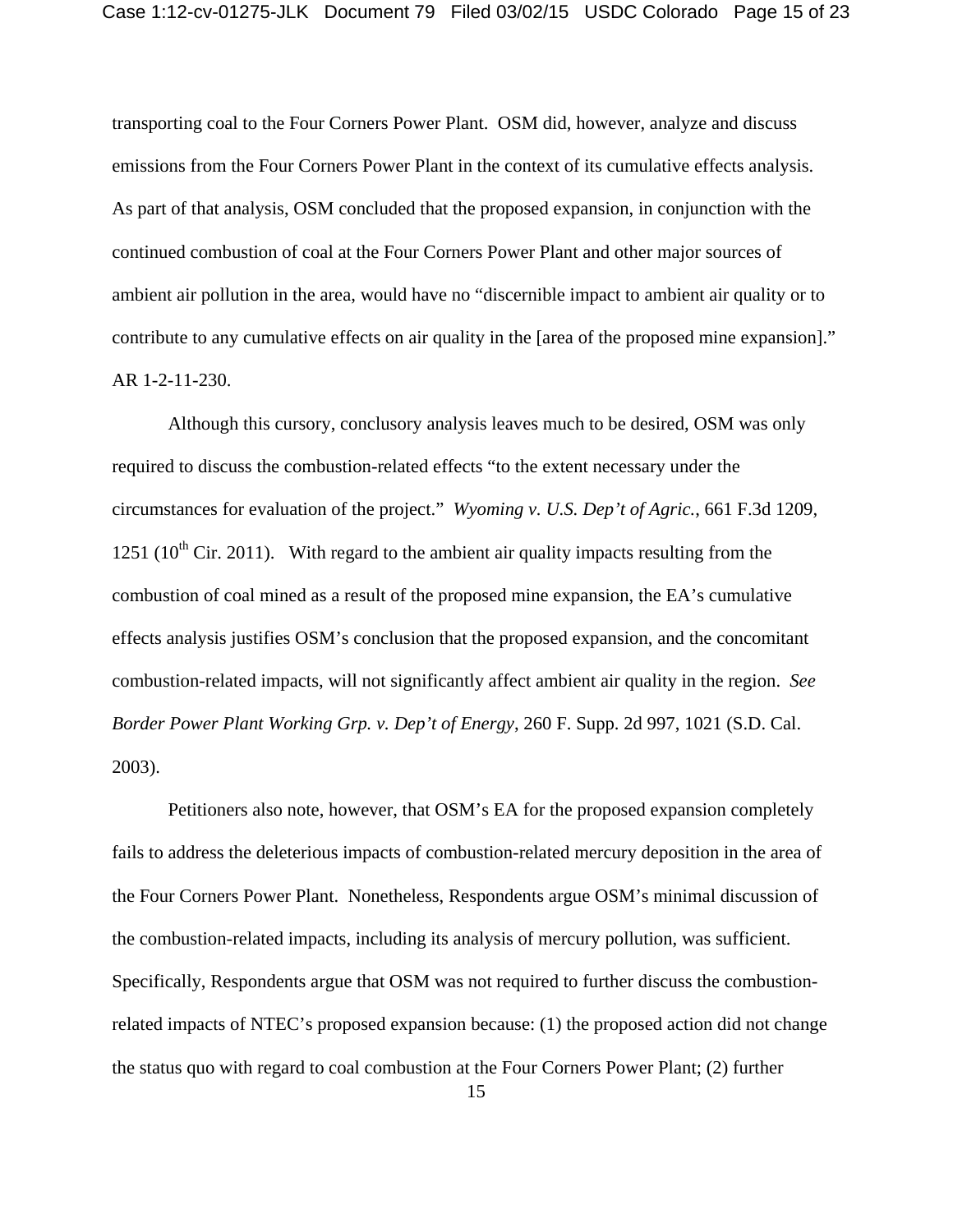transporting coal to the Four Corners Power Plant. OSM did, however, analyze and discuss emissions from the Four Corners Power Plant in the context of its cumulative effects analysis. As part of that analysis, OSM concluded that the proposed expansion, in conjunction with the continued combustion of coal at the Four Corners Power Plant and other major sources of ambient air pollution in the area, would have no "discernible impact to ambient air quality or to contribute to any cumulative effects on air quality in the [area of the proposed mine expansion]." AR 1-2-11-230.

Although this cursory, conclusory analysis leaves much to be desired, OSM was only required to discuss the combustion-related effects "to the extent necessary under the circumstances for evaluation of the project." *Wyoming v. U.S. Dep't of Agric.*, 661 F.3d 1209, 1251 (10th Cir. 2011). With regard to the ambient air quality impacts resulting from the combustion of coal mined as a result of the proposed mine expansion, the EA's cumulative effects analysis justifies OSM's conclusion that the proposed expansion, and the concomitant combustion-related impacts, will not significantly affect ambient air quality in the region. *See Border Power Plant Working Grp. v. Dep't of Energy*, 260 F. Supp. 2d 997, 1021 (S.D. Cal. 2003).

Petitioners also note, however, that OSM's EA for the proposed expansion completely fails to address the deleterious impacts of combustion-related mercury deposition in the area of the Four Corners Power Plant. Nonetheless, Respondents argue OSM's minimal discussion of the combustion-related impacts, including its analysis of mercury pollution, was sufficient. Specifically, Respondents argue that OSM was not required to further discuss the combustion-related impacts of NTEC's proposed expansion because: (1) the proposed action did not change the status quo with regard to coal combustion at the Four Corners Power Plant; (2) further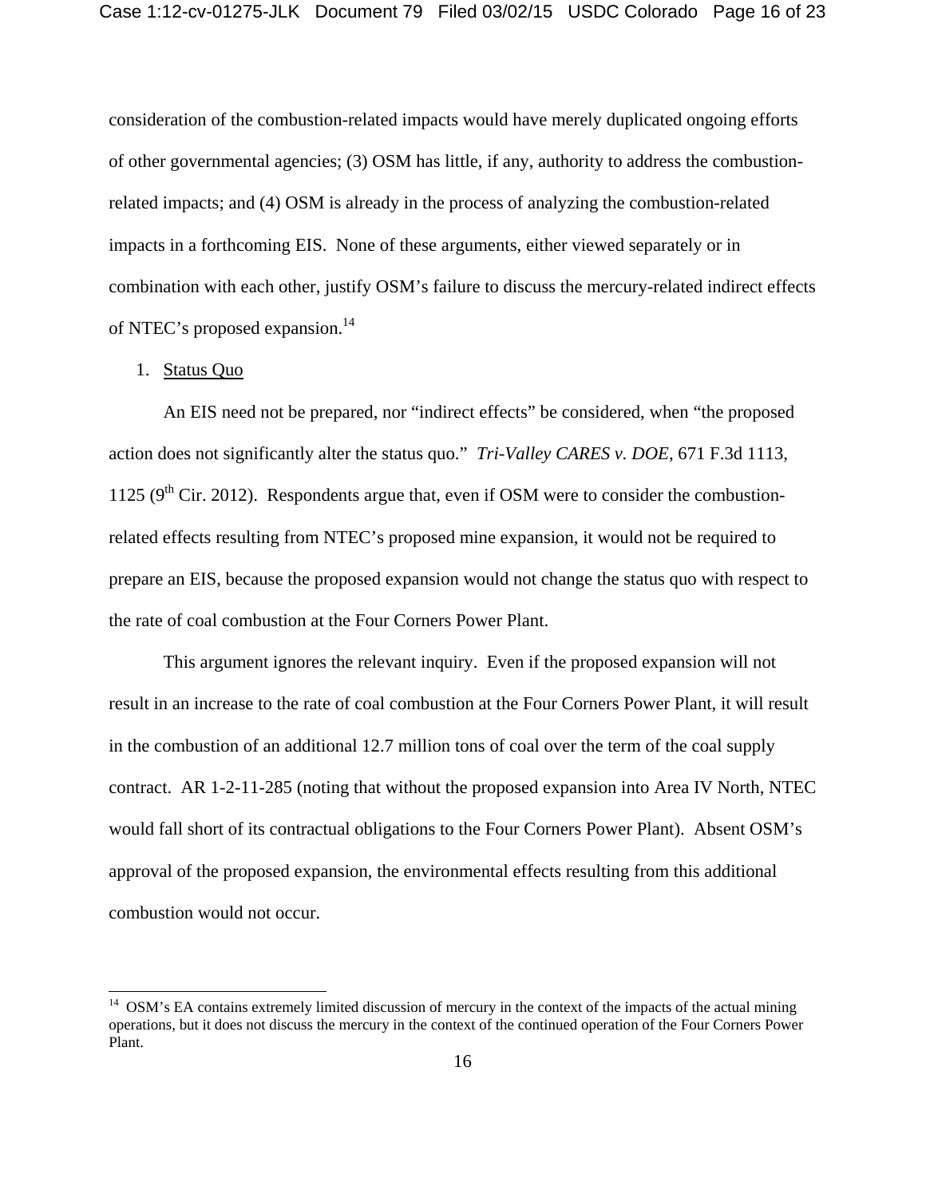consideration of the combustion-related impacts would have merely duplicated ongoing efforts of other governmental agencies; (3) OSM has little, if any, authority to address the combustion-related impacts; and (4) OSM is already in the process of analyzing the combustion-related impacts in a forthcoming EIS. None of these arguments, either viewed separately or in combination with each other, justify OSM's failure to discuss the mercury-related indirect effects of NTEC's proposed expansion.[14]

1. Status Quo

An EIS need not be prepared, nor "indirect effects" be considered, when "the proposed action does not significantly alter the status quo." *Tri-Valley CARES v. DOE*, 671 F.3d 1113, 1125 (9th Cir. 2012). Respondents argue that, even if OSM were to consider the combustion-related effects resulting from NTEC's proposed mine expansion, it would not be required to prepare an EIS, because the proposed expansion would not change the status quo with respect to the rate of coal combustion at the Four Corners Power Plant.

This argument ignores the relevant inquiry. Even if the proposed expansion will not result in an increase to the rate of coal combustion at the Four Corners Power Plant, it will result in the combustion of an additional 12.7 million tons of coal over the term of the coal supply contract. AR 1-2-11-285 (noting that without the proposed expansion into Area IV North, NTEC would fall short of its contractual obligations to the Four Corners Power Plant). Absent OSM's approval of the proposed expansion, the environmental effects resulting from this additional combustion would not occur.

[14] OSM's EA contains extremely limited discussion of mercury in the context of the impacts of the actual mining operations, but it does not discuss the mercury in the context of the continued operation of the Four Corners Power Plant.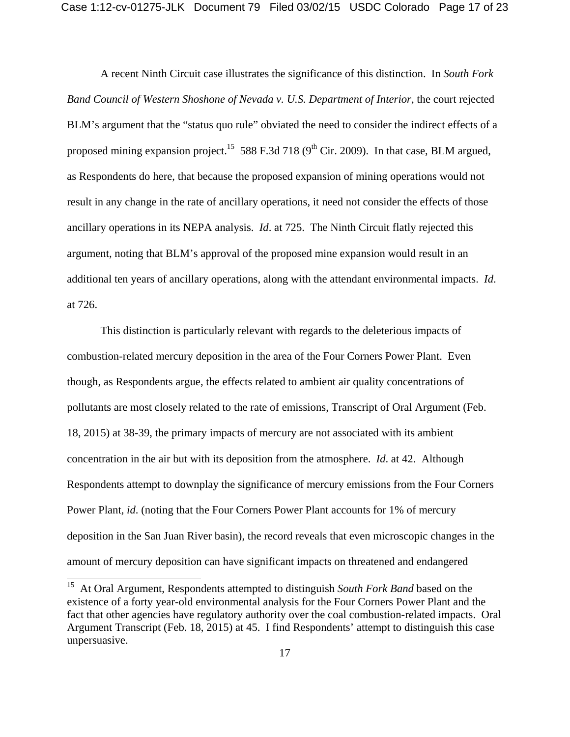A recent Ninth Circuit case illustrates the significance of this distinction. In *South Fork Band Council of Western Shoshone of Nevada v. U.S. Department of Interior*, the court rejected BLM's argument that the "status quo rule" obviated the need to consider the indirect effects of a proposed mining expansion project.[15] 588 F.3d 718 (9th Cir. 2009). In that case, BLM argued, as Respondents do here, that because the proposed expansion of mining operations would not result in any change in the rate of ancillary operations, it need not consider the effects of those ancillary operations in its NEPA analysis. *Id*. at 725. The Ninth Circuit flatly rejected this argument, noting that BLM's approval of the proposed mine expansion would result in an additional ten years of ancillary operations, along with the attendant environmental impacts. *Id*. at 726.

This distinction is particularly relevant with regards to the deleterious impacts of combustion-related mercury deposition in the area of the Four Corners Power Plant. Even though, as Respondents argue, the effects related to ambient air quality concentrations of pollutants are most closely related to the rate of emissions, Transcript of Oral Argument (Feb. 18, 2015) at 38-39, the primary impacts of mercury are not associated with its ambient concentration in the air but with its deposition from the atmosphere. *Id*. at 42. Although Respondents attempt to downplay the significance of mercury emissions from the Four Corners Power Plant, *id*. (noting that the Four Corners Power Plant accounts for 1% of mercury deposition in the San Juan River basin), the record reveals that even microscopic changes in the amount of mercury deposition can have significant impacts on threatened and endangered

---

[15] At Oral Argument, Respondents attempted to distinguish *South Fork Band* based on the existence of a forty year-old environmental analysis for the Four Corners Power Plant and the fact that other agencies have regulatory authority over the coal combustion-related impacts. Oral Argument Transcript (Feb. 18, 2015) at 45. I find Respondents' attempt to distinguish this case unpersuasive.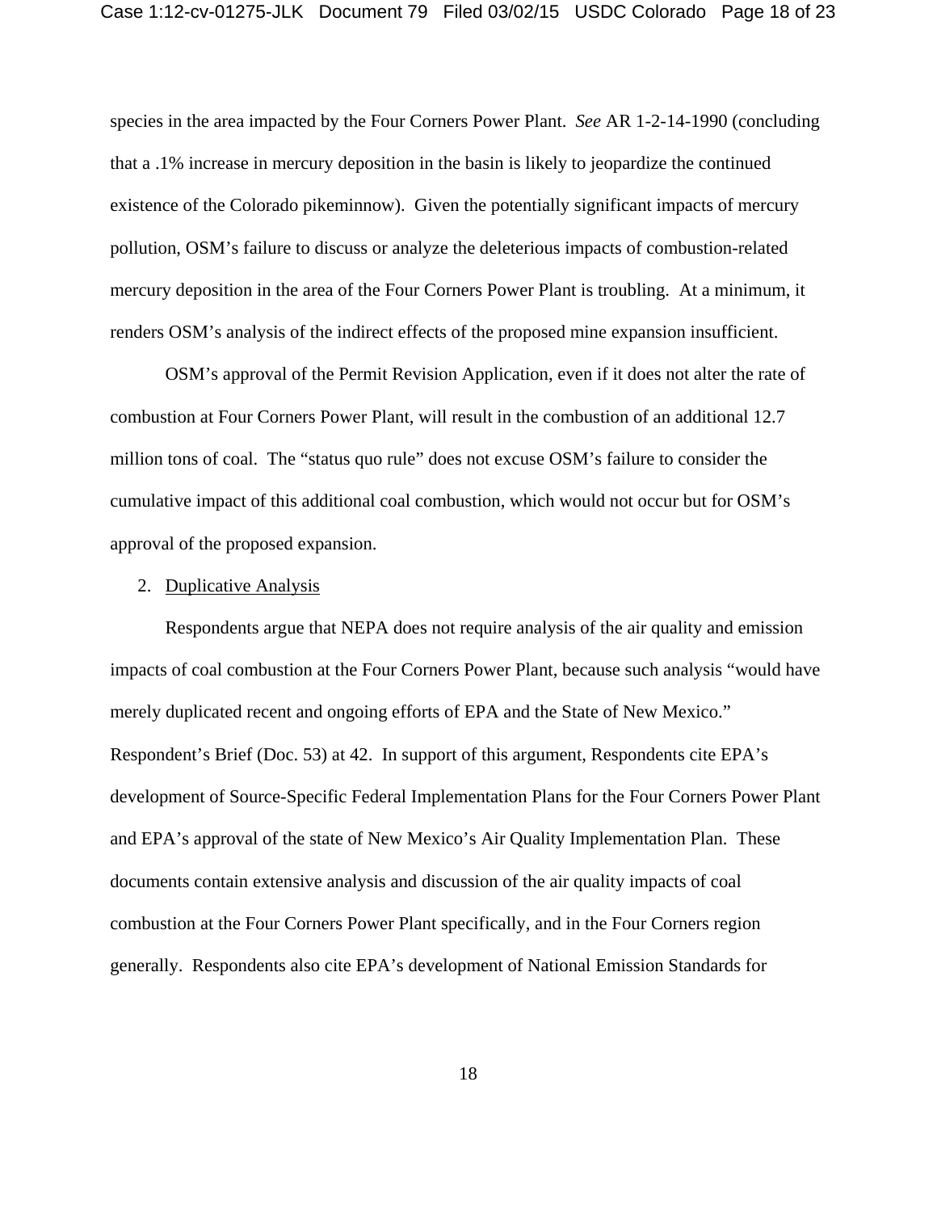species in the area impacted by the Four Corners Power Plant. *See* AR 1-2-14-1990 (concluding that a .1% increase in mercury deposition in the basin is likely to jeopardize the continued existence of the Colorado pikeminnow). Given the potentially significant impacts of mercury pollution, OSM's failure to discuss or analyze the deleterious impacts of combustion-related mercury deposition in the area of the Four Corners Power Plant is troubling. At a minimum, it renders OSM's analysis of the indirect effects of the proposed mine expansion insufficient.

OSM's approval of the Permit Revision Application, even if it does not alter the rate of combustion at Four Corners Power Plant, will result in the combustion of an additional 12.7 million tons of coal. The "status quo rule" does not excuse OSM's failure to consider the cumulative impact of this additional coal combustion, which would not occur but for OSM's approval of the proposed expansion.

2. Duplicative Analysis

Respondents argue that NEPA does not require analysis of the air quality and emission impacts of coal combustion at the Four Corners Power Plant, because such analysis "would have merely duplicated recent and ongoing efforts of EPA and the State of New Mexico." Respondent's Brief (Doc. 53) at 42. In support of this argument, Respondents cite EPA's development of Source-Specific Federal Implementation Plans for the Four Corners Power Plant and EPA's approval of the state of New Mexico's Air Quality Implementation Plan. These documents contain extensive analysis and discussion of the air quality impacts of coal combustion at the Four Corners Power Plant specifically, and in the Four Corners region generally. Respondents also cite EPA's development of National Emission Standards for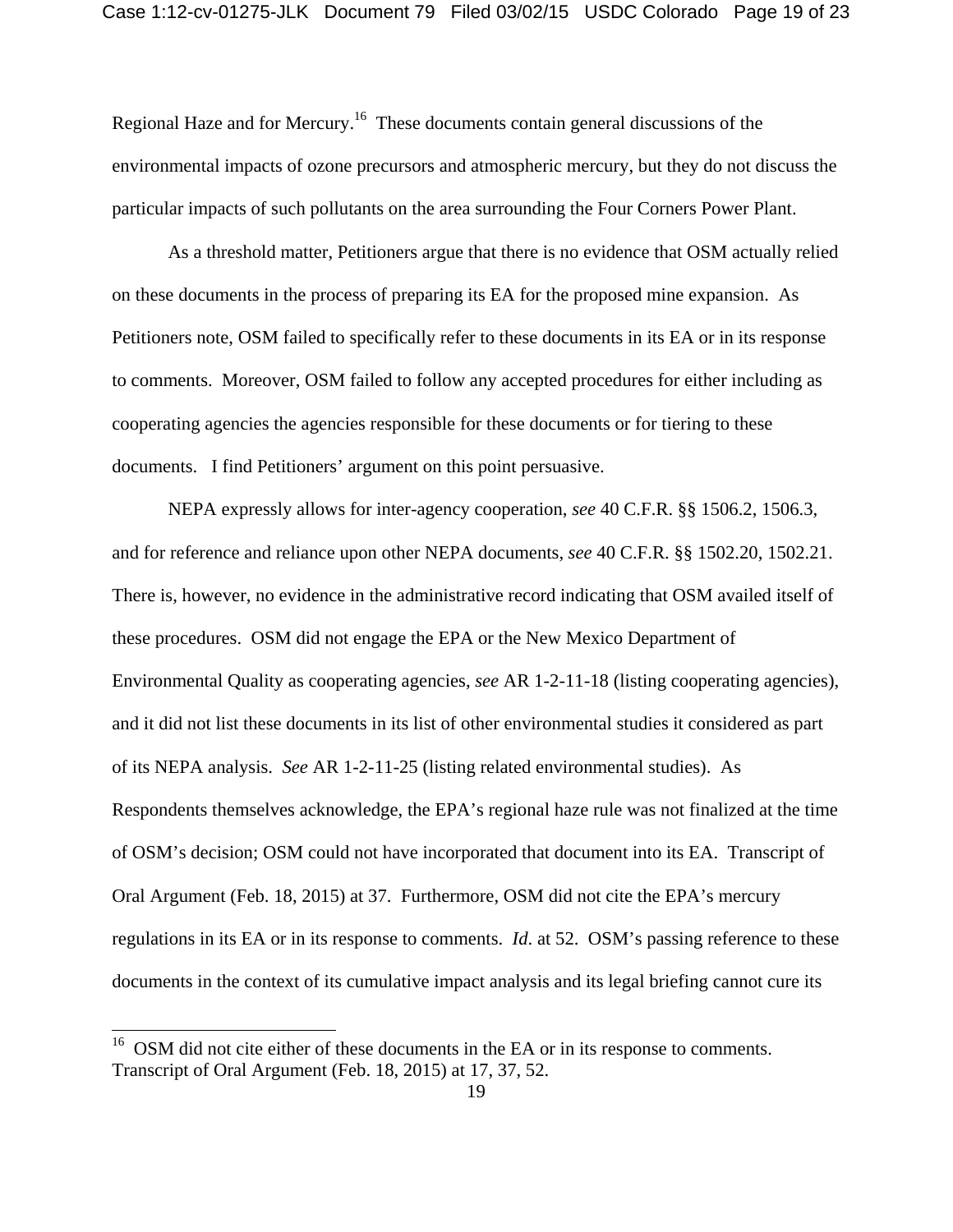Regional Haze and for Mercury.[16] These documents contain general discussions of the environmental impacts of ozone precursors and atmospheric mercury, but they do not discuss the particular impacts of such pollutants on the area surrounding the Four Corners Power Plant.

As a threshold matter, Petitioners argue that there is no evidence that OSM actually relied on these documents in the process of preparing its EA for the proposed mine expansion. As Petitioners note, OSM failed to specifically refer to these documents in its EA or in its response to comments. Moreover, OSM failed to follow any accepted procedures for either including as cooperating agencies the agencies responsible for these documents or for tiering to these documents. I find Petitioners' argument on this point persuasive.

NEPA expressly allows for inter-agency cooperation, *see* 40 C.F.R. §§ 1506.2, 1506.3, and for reference and reliance upon other NEPA documents, *see* 40 C.F.R. §§ 1502.20, 1502.21. There is, however, no evidence in the administrative record indicating that OSM availed itself of these procedures. OSM did not engage the EPA or the New Mexico Department of Environmental Quality as cooperating agencies, *see* AR 1-2-11-18 (listing cooperating agencies), and it did not list these documents in its list of other environmental studies it considered as part of its NEPA analysis. *See* AR 1-2-11-25 (listing related environmental studies). As Respondents themselves acknowledge, the EPA's regional haze rule was not finalized at the time of OSM's decision; OSM could not have incorporated that document into its EA. Transcript of Oral Argument (Feb. 18, 2015) at 37. Furthermore, OSM did not cite the EPA's mercury regulations in its EA or in its response to comments. *Id.* at 52. OSM's passing reference to these documents in the context of its cumulative impact analysis and its legal briefing cannot cure its

---

[16] OSM did not cite either of these documents in the EA or in its response to comments. Transcript of Oral Argument (Feb. 18, 2015) at 17, 37, 52.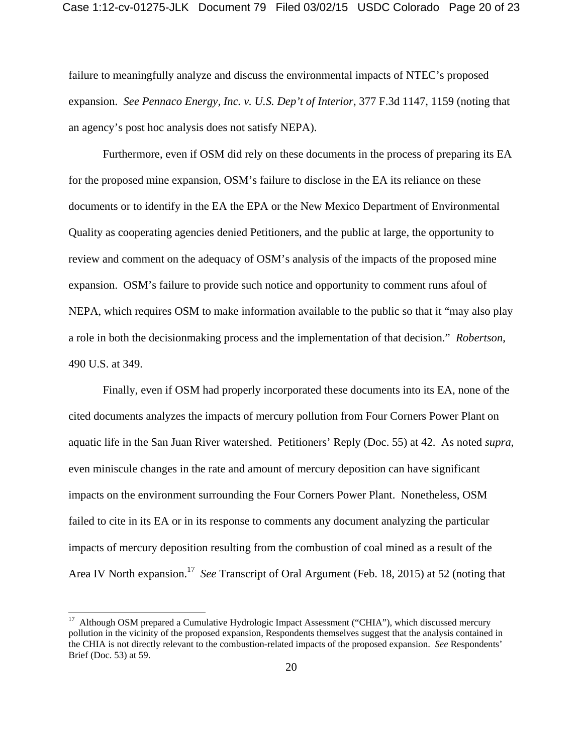failure to meaningfully analyze and discuss the environmental impacts of NTEC's proposed expansion. *See Pennaco Energy, Inc. v. U.S. Dep't of Interior*, 377 F.3d 1147, 1159 (noting that an agency's post hoc analysis does not satisfy NEPA).

Furthermore, even if OSM did rely on these documents in the process of preparing its EA for the proposed mine expansion, OSM's failure to disclose in the EA its reliance on these documents or to identify in the EA the EPA or the New Mexico Department of Environmental Quality as cooperating agencies denied Petitioners, and the public at large, the opportunity to review and comment on the adequacy of OSM's analysis of the impacts of the proposed mine expansion. OSM's failure to provide such notice and opportunity to comment runs afoul of NEPA, which requires OSM to make information available to the public so that it "may also play a role in both the decisionmaking process and the implementation of that decision." *Robertson*, 490 U.S. at 349.

Finally, even if OSM had properly incorporated these documents into its EA, none of the cited documents analyzes the impacts of mercury pollution from Four Corners Power Plant on aquatic life in the San Juan River watershed. Petitioners' Reply (Doc. 55) at 42. As noted *supra*, even miniscule changes in the rate and amount of mercury deposition can have significant impacts on the environment surrounding the Four Corners Power Plant. Nonetheless, OSM failed to cite in its EA or in its response to comments any document analyzing the particular impacts of mercury deposition resulting from the combustion of coal mined as a result of the Area IV North expansion.[17] *See* Transcript of Oral Argument (Feb. 18, 2015) at 52 (noting that

---

[17] Although OSM prepared a Cumulative Hydrologic Impact Assessment ("CHIA"), which discussed mercury pollution in the vicinity of the proposed expansion, Respondents themselves suggest that the analysis contained in the CHIA is not directly relevant to the combustion-related impacts of the proposed expansion. *See* Respondents' Brief (Doc. 53) at 59.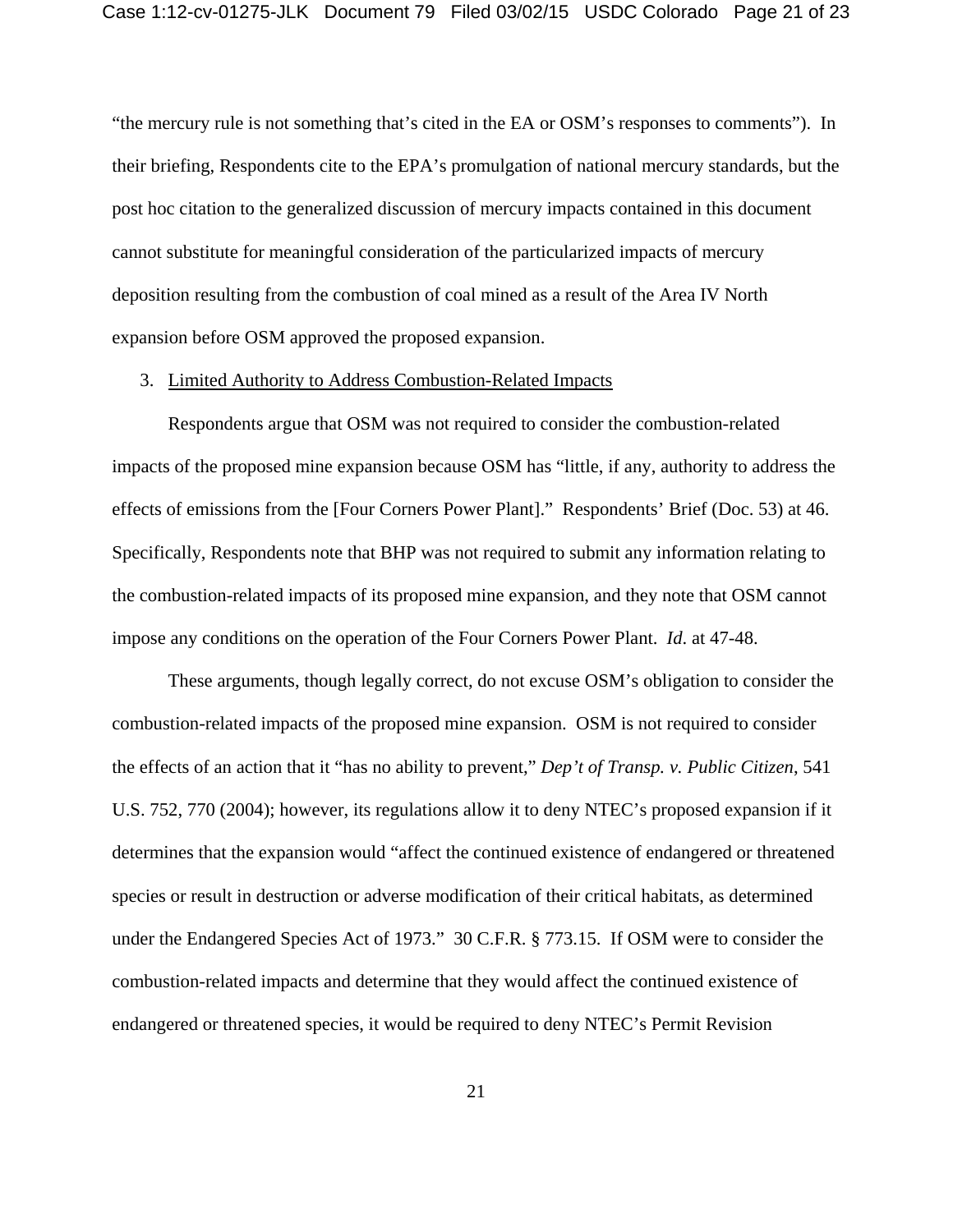"the mercury rule is not something that's cited in the EA or OSM's responses to comments"). In their briefing, Respondents cite to the EPA's promulgation of national mercury standards, but the post hoc citation to the generalized discussion of mercury impacts contained in this document cannot substitute for meaningful consideration of the particularized impacts of mercury deposition resulting from the combustion of coal mined as a result of the Area IV North expansion before OSM approved the proposed expansion.

3. Limited Authority to Address Combustion-Related Impacts

Respondents argue that OSM was not required to consider the combustion-related impacts of the proposed mine expansion because OSM has "little, if any, authority to address the effects of emissions from the [Four Corners Power Plant]." Respondents' Brief (Doc. 53) at 46. Specifically, Respondents note that BHP was not required to submit any information relating to the combustion-related impacts of its proposed mine expansion, and they note that OSM cannot impose any conditions on the operation of the Four Corners Power Plant. *Id*. at 47-48.

These arguments, though legally correct, do not excuse OSM's obligation to consider the combustion-related impacts of the proposed mine expansion. OSM is not required to consider the effects of an action that it "has no ability to prevent," *Dep't of Transp. v. Public Citizen*, 541 U.S. 752, 770 (2004); however, its regulations allow it to deny NTEC's proposed expansion if it determines that the expansion would "affect the continued existence of endangered or threatened species or result in destruction or adverse modification of their critical habitats, as determined under the Endangered Species Act of 1973." 30 C.F.R. § 773.15. If OSM were to consider the combustion-related impacts and determine that they would affect the continued existence of endangered or threatened species, it would be required to deny NTEC's Permit Revision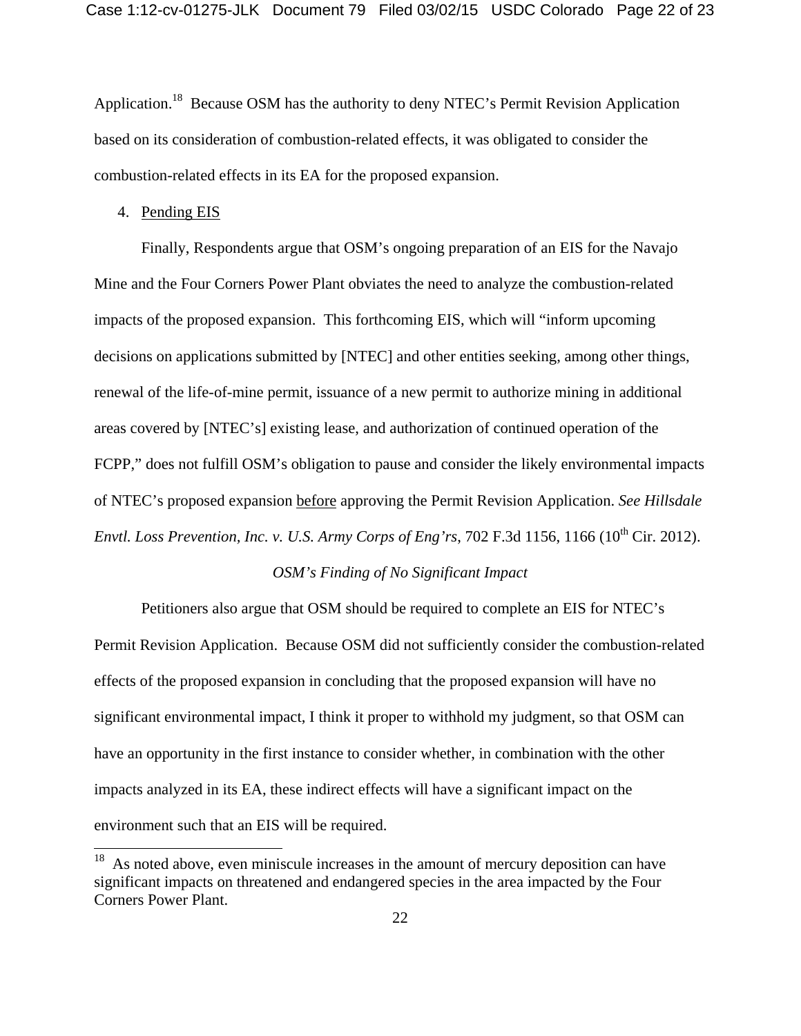Application.[18] Because OSM has the authority to deny NTEC's Permit Revision Application based on its consideration of combustion-related effects, it was obligated to consider the combustion-related effects in its EA for the proposed expansion.

4. Pending EIS

Finally, Respondents argue that OSM's ongoing preparation of an EIS for the Navajo Mine and the Four Corners Power Plant obviates the need to analyze the combustion-related impacts of the proposed expansion. This forthcoming EIS, which will "inform upcoming decisions on applications submitted by [NTEC] and other entities seeking, among other things, renewal of the life-of-mine permit, issuance of a new permit to authorize mining in additional areas covered by [NTEC's] existing lease, and authorization of continued operation of the FCPP," does not fulfill OSM's obligation to pause and consider the likely environmental impacts of NTEC's proposed expansion before approving the Permit Revision Application. *See Hillsdale Envtl. Loss Prevention, Inc. v. U.S. Army Corps of Eng'rs*, 702 F.3d 1156, 1166 (10th Cir. 2012).

*OSM's Finding of No Significant Impact*

Petitioners also argue that OSM should be required to complete an EIS for NTEC's Permit Revision Application. Because OSM did not sufficiently consider the combustion-related effects of the proposed expansion in concluding that the proposed expansion will have no significant environmental impact, I think it proper to withhold my judgment, so that OSM can have an opportunity in the first instance to consider whether, in combination with the other impacts analyzed in its EA, these indirect effects will have a significant impact on the environment such that an EIS will be required.

---

[18] As noted above, even miniscule increases in the amount of mercury deposition can have significant impacts on threatened and endangered species in the area impacted by the Four Corners Power Plant.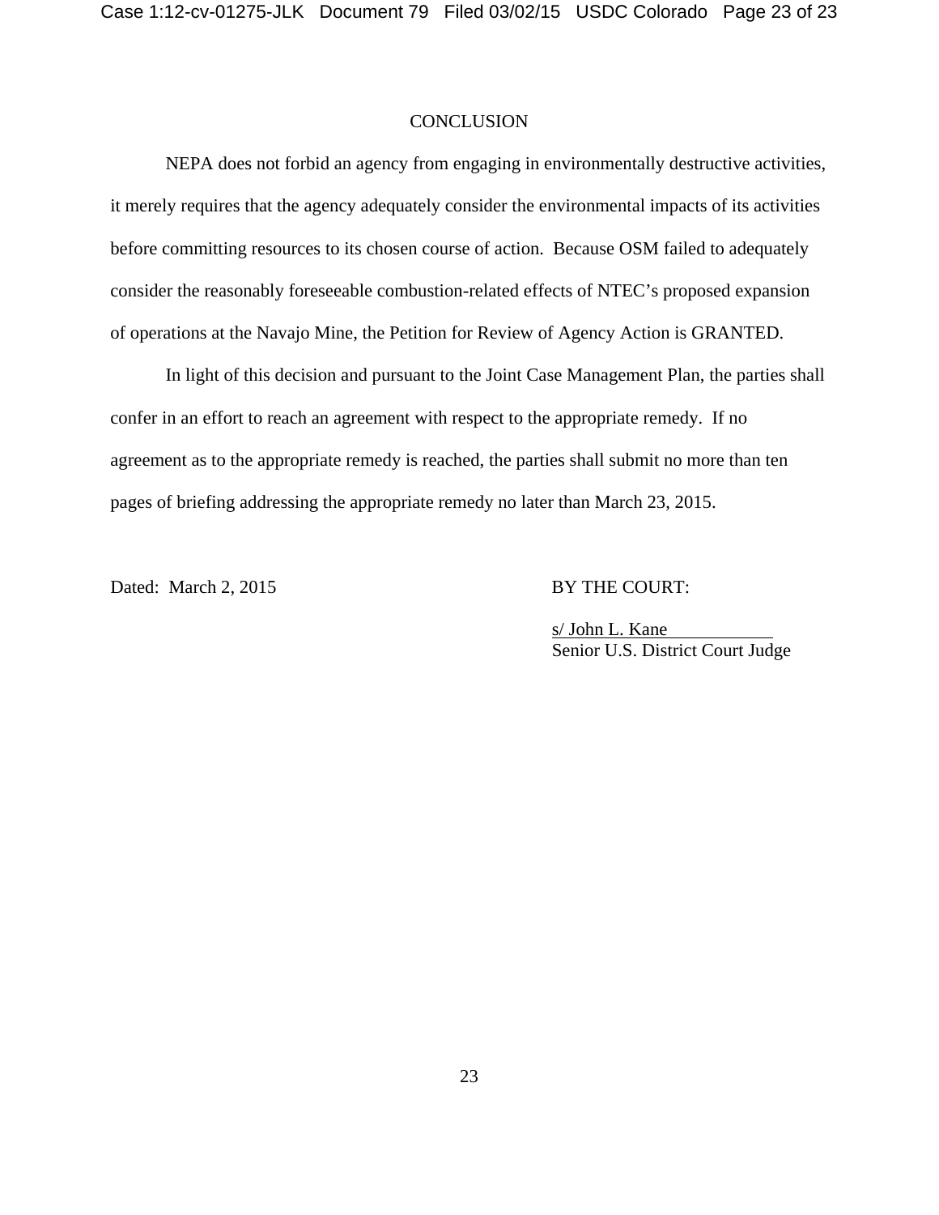## CONCLUSION

NEPA does not forbid an agency from engaging in environmentally destructive activities, it merely requires that the agency adequately consider the environmental impacts of its activities before committing resources to its chosen course of action. Because OSM failed to adequately consider the reasonably foreseeable combustion-related effects of NTEC's proposed expansion of operations at the Navajo Mine, the Petition for Review of Agency Action is GRANTED.

In light of this decision and pursuant to the Joint Case Management Plan, the parties shall confer in an effort to reach an agreement with respect to the appropriate remedy. If no agreement as to the appropriate remedy is reached, the parties shall submit no more than ten pages of briefing addressing the appropriate remedy no later than March 23, 2015.

Dated: March 2, 2015

BY THE COURT:

s/ John L. Kane
Senior U.S. District Court Judge